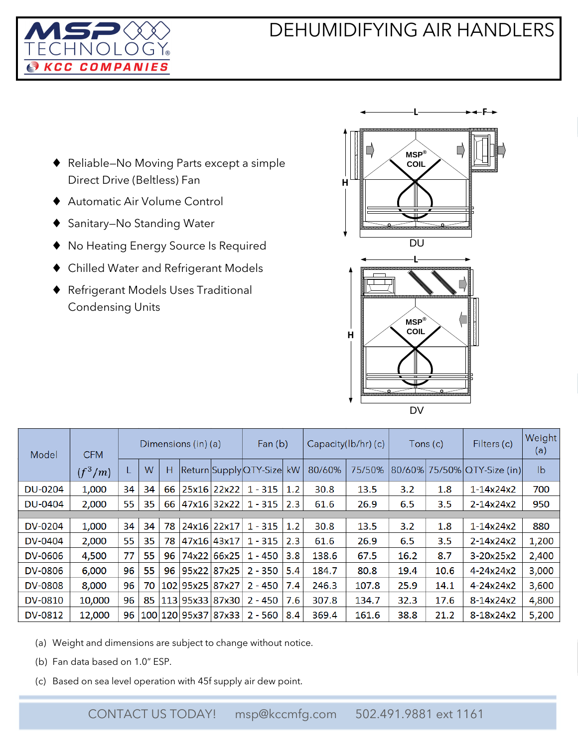MSP TECHNOLOGY®
KCC COMPANIES

# DEHUMIDIFYING AIR HANDLERS

- Reliable–No Moving Parts except a simple Direct Drive (Beltless) Fan
- Automatic Air Volume Control
- Sanitary–No Standing Water
- No Heating Energy Source Is Required
- Chilled Water and Refrigerant Models
- Refrigerant Models Uses Traditional Condensing Units

L
F
H
MSP® COIL
DU

L
H
MSP® COIL
DV

| Model | CFM | Dimensions (in) (a) | | | | | Fan (b) | | Capacity(lb/hr) (c) | | Tons (c) | | Filters (c) | Weight (a) |
|---|---|---|---|---|---|---|---|---|---|---|---|---|---|---|
| | $(f^3/m)$ | L | W | H | Return | Supply | QTY-Size | kW | 80/60% | 75/50% | 80/60% | 75/50% | QTY-Size (in) | lb |
| DU-0204 | 1,000 | 34 | 34 | 66 | 25x16 | 22x22 | 1 - 315 | 1.2 | 30.8 | 13.5 | 3.2 | 1.8 | 1-14x24x2 | 700 |
| DU-0404 | 2,000 | 55 | 35 | 66 | 47x16 | 32x22 | 1 - 315 | 2.3 | 61.6 | 26.9 | 6.5 | 3.5 | 2-14x24x2 | 950 |
| | | | | | | | | | | | | | | |
| DV-0204 | 1,000 | 34 | 34 | 78 | 24x16 | 22x17 | 1 - 315 | 1.2 | 30.8 | 13.5 | 3.2 | 1.8 | 1-14x24x2 | 880 |
| DV-0404 | 2,000 | 55 | 35 | 78 | 47x16 | 43x17 | 1 - 315 | 2.3 | 61.6 | 26.9 | 6.5 | 3.5 | 2-14x24x2 | 1,200 |
| DV-0606 | 4,500 | 77 | 55 | 96 | 74x22 | 66x25 | 1 - 450 | 3.8 | 138.6 | 67.5 | 16.2 | 8.7 | 3-20x25x2 | 2,400 |
| DV-0806 | 6,000 | 96 | 55 | 96 | 95x22 | 87x25 | 2 - 350 | 5.4 | 184.7 | 80.8 | 19.4 | 10.6 | 4-24x24x2 | 3,000 |
| DV-0808 | 8,000 | 96 | 70 | 102 | 95x25 | 87x27 | 2 - 450 | 7.4 | 246.3 | 107.8 | 25.9 | 14.1 | 4-24x24x2 | 3,600 |
| DV-0810 | 10,000 | 96 | 85 | 113 | 95x33 | 87x30 | 2 - 450 | 7.6 | 307.8 | 134.7 | 32.3 | 17.6 | 8-14x24x2 | 4,800 |
| DV-0812 | 12,000 | 96 | 100 | 120 | 95x37 | 87x33 | 2 - 560 | 8.4 | 369.4 | 161.6 | 38.8 | 21.2 | 8-18x24x2 | 5,200 |

(a) Weight and dimensions are subject to change without notice.

(b) Fan data based on 1.0" ESP.

(c) Based on sea level operation with 45f supply air dew point.

CONTACT US TODAY! msp@kccmfg.com 502.491.9881 ext 1161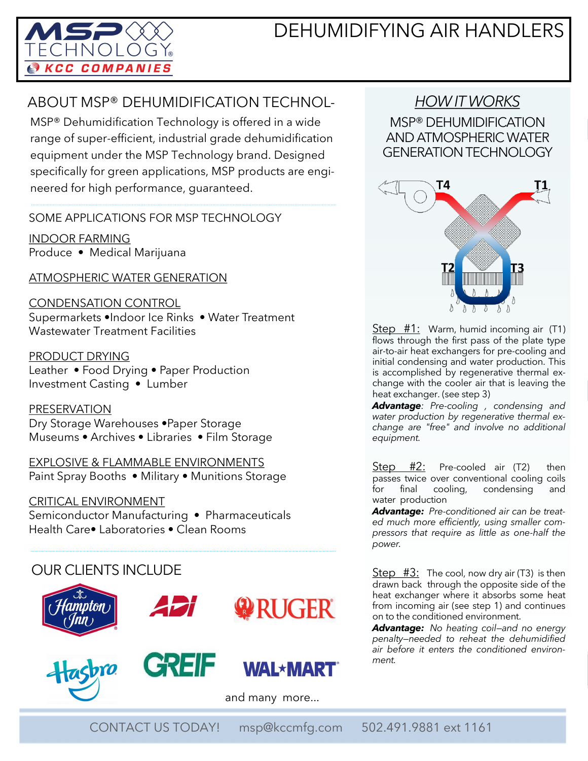# DEHUMIDIFYING AIR HANDLERS

## ABOUT MSP® DEHUMIDIFICATION TECHNOL-

MSP® Dehumidification Technology is offered in a wide range of super-efficient, industrial grade dehumidification equipment under the MSP Technology brand. Designed specifically for green applications, MSP products are engineered for high performance, guaranteed.

### SOME APPLICATIONS FOR MSP TECHNOLOGY

INDOOR FARMING
Produce • Medical Marijuana

ATMOSPHERIC WATER GENERATION

CONDENSATION CONTROL
Supermarkets • Indoor Ice Rinks • Water Treatment
Wastewater Treatment Facilities

PRODUCT DRYING
Leather • Food Drying • Paper Production
Investment Casting • Lumber

PRESERVATION
Dry Storage Warehouses • Paper Storage
Museums • Archives • Libraries • Film Storage

EXPLOSIVE & FLAMMABLE ENVIRONMENTS
Paint Spray Booths • Military • Munitions Storage

CRITICAL ENVIRONMENT
Semiconductor Manufacturing • Pharmaceuticals
Health Care • Laboratories • Clean Rooms

### OUR CLIENTS INCLUDE

Hampton Inn • ADI • RUGER • Hasbro • GREIF • WAL★MART

and many more...

## HOW IT WORKS

### MSP® DEHUMIDIFICATION AND ATMOSPHERIC WATER GENERATION TECHNOLOGY

T4 T1 T2 T3

Step #1: Warm, humid incoming air (T1) flows through the first pass of the plate type air-to-air heat exchangers for pre-cooling and initial condensing and water production. This is accomplished by regenerative thermal exchange with the cooler air that is leaving the heat exchanger. (see step 3)
***Advantage**: Pre-cooling , condensing and water production by regenerative thermal exchange are "free" and involve no additional equipment.*

Step #2: Pre-cooled air (T2) then passes twice over conventional cooling coils for final cooling, condensing and water production
***Advantage:** Pre-conditioned air can be treated much more efficiently, using smaller compressors that require as little as one-half the power.*

Step #3: The cool, now dry air (T3) is then drawn back through the opposite side of the heat exchanger where it absorbs some heat from incoming air (see step 1) and continues on to the conditioned environment.
***Advantage:** No heating coil–and no energy penalty–needed to reheat the dehumidified air before it enters the conditioned environment.*

CONTACT US TODAY! msp@kccmfg.com 502.491.9881 ext 1161